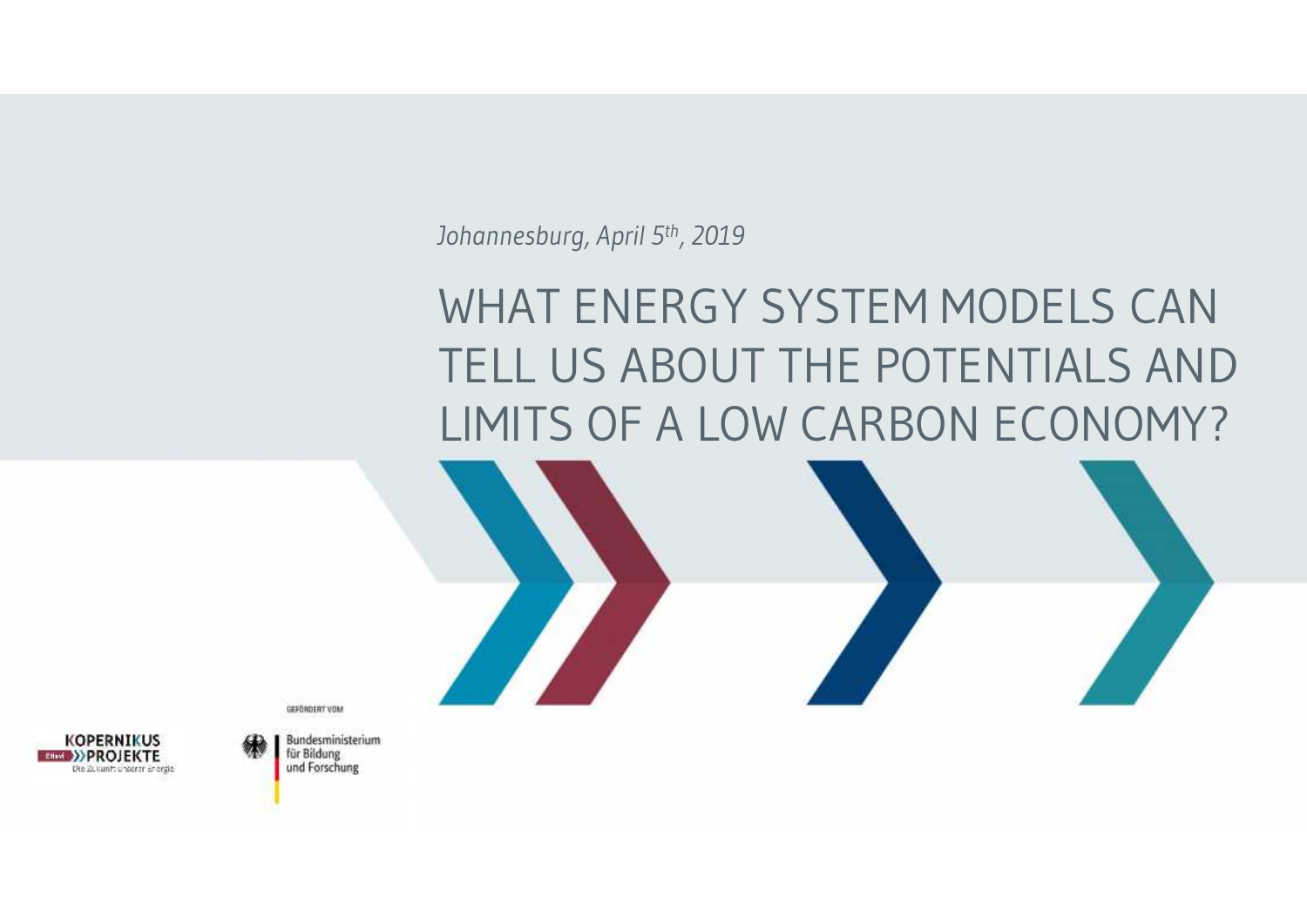*Johannesburg, April 5th, 2019*

# WHAT ENERGY SYSTEM MODELS CAN TELL US ABOUT THE POTENTIALS AND LIMITS OF A LOW CARBON ECONOMY?

KOPERNIKUS PROJEKTE
Die Zukunft unserer Energie

GEFÖRDERT VOM

Bundesministerium für Bildung und Forschung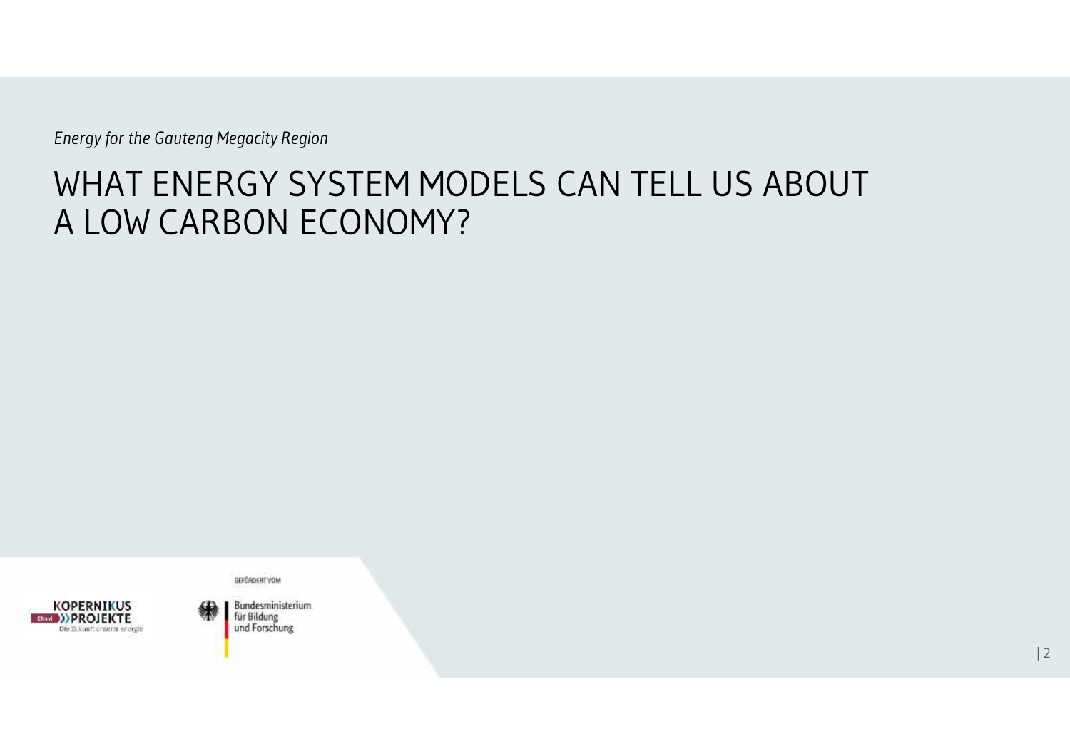*Energy for the Gauteng Megacity Region*

# WHAT ENERGY SYSTEM MODELS CAN TELL US ABOUT A LOW CARBON ECONOMY?

KOPERNIKUS PROJEKTE
Die Zukunft unserer Energie

GEFÖRDERT VOM

Bundesministerium für Bildung und Forschung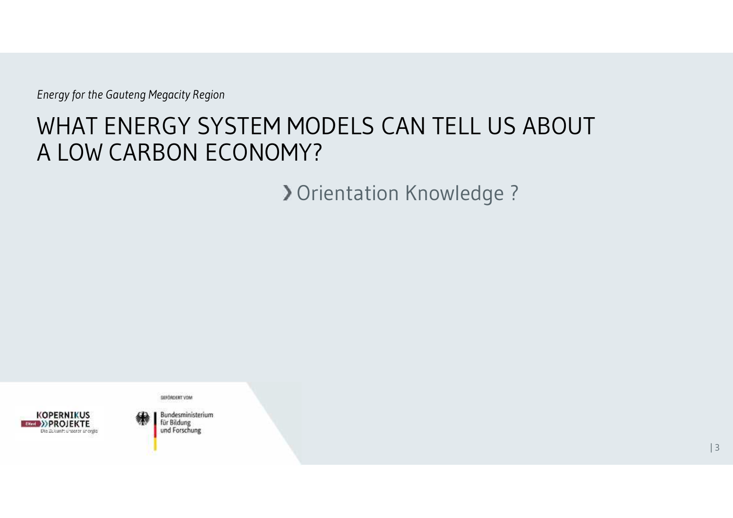*Energy for the Gauteng Megacity Region*

# WHAT ENERGY SYSTEM MODELS CAN TELL US ABOUT A LOW CARBON ECONOMY?

› Orientation Knowledge ?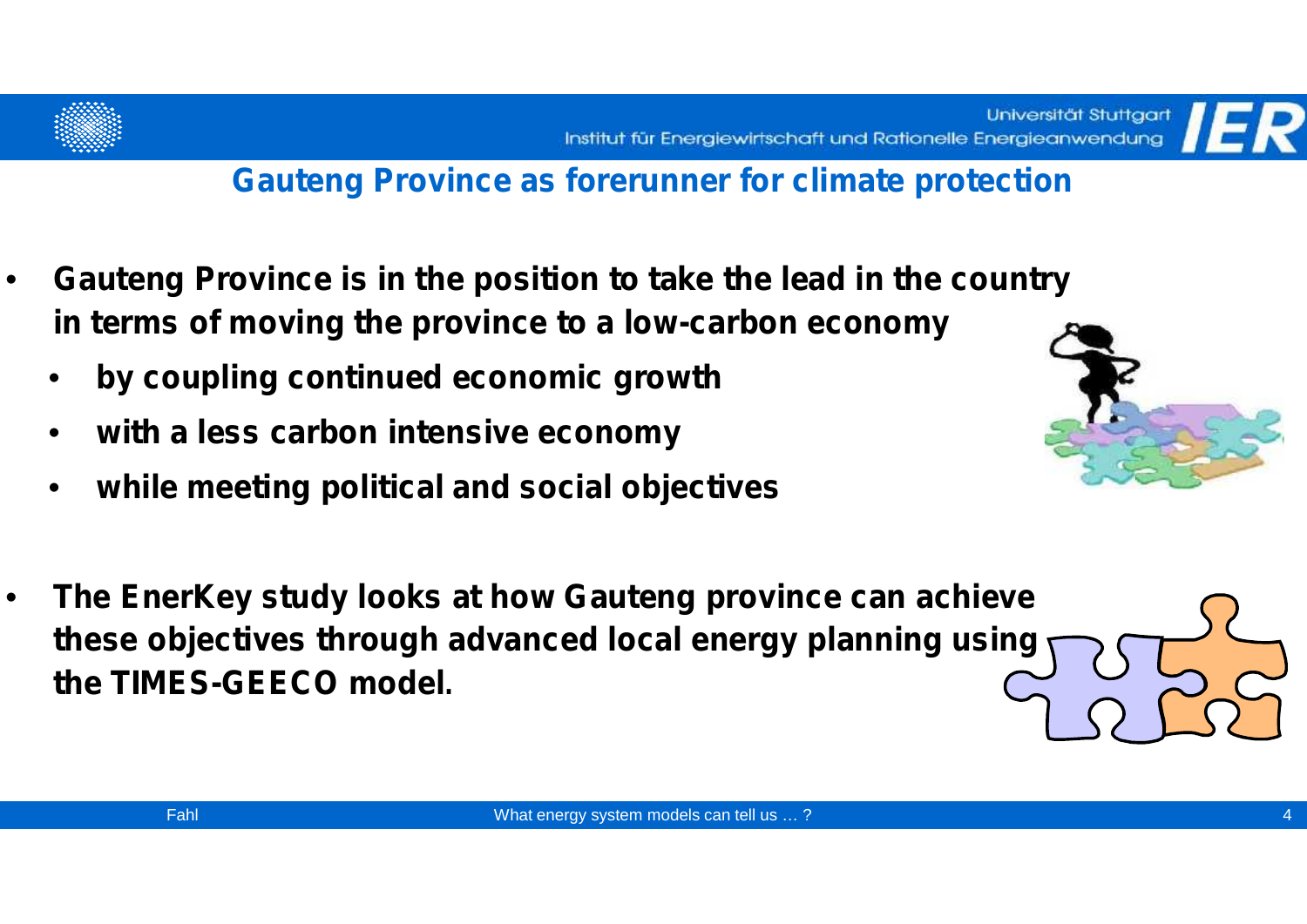## Gauteng Province as forerunner for climate protection

- **Gauteng Province is in the position to take the lead in the country in terms of moving the province to a low-carbon economy**
  - **by coupling continued economic growth**
  - **with a less carbon intensive economy**
  - **while meeting political and social objectives**

- **The EnerKey study looks at how Gauteng province can achieve these objectives through advanced local energy planning using the TIMES-GEECO model.**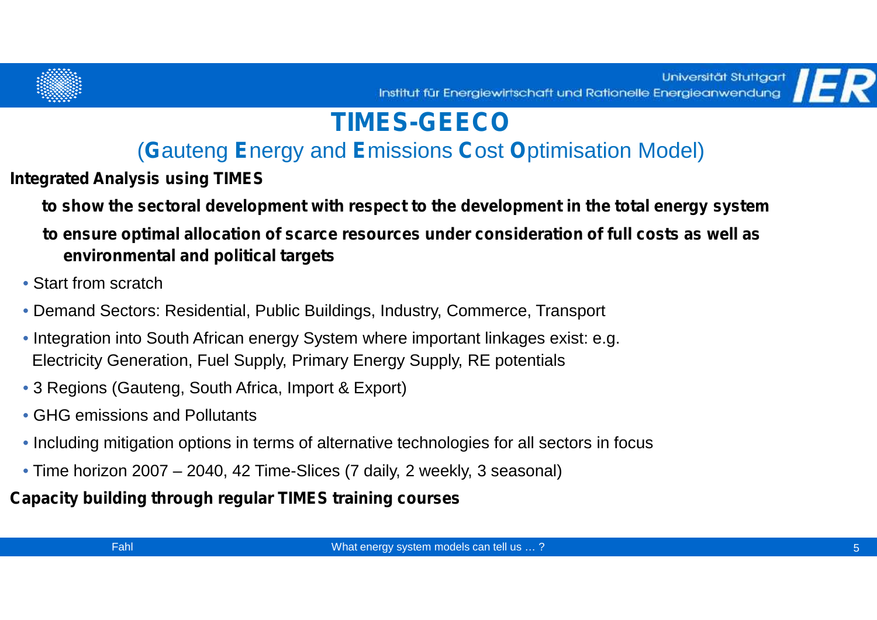# TIMES-GEECO

## (Gauteng Energy and Emissions Cost Optimisation Model)

**Integrated Analysis using TIMES**

- **to show the sectoral development with respect to the development in the total energy system**
- **to ensure optimal allocation of scarce resources under consideration of full costs as well as environmental and political targets**

- Start from scratch
- Demand Sectors: Residential, Public Buildings, Industry, Commerce, Transport
- Integration into South African energy System where important linkages exist: e.g. Electricity Generation, Fuel Supply, Primary Energy Supply, RE potentials
- 3 Regions (Gauteng, South Africa, Import & Export)
- GHG emissions and Pollutants
- Including mitigation options in terms of alternative technologies for all sectors in focus
- Time horizon 2007 – 2040, 42 Time-Slices (7 daily, 2 weekly, 3 seasonal)

**Capacity building through regular TIMES training courses**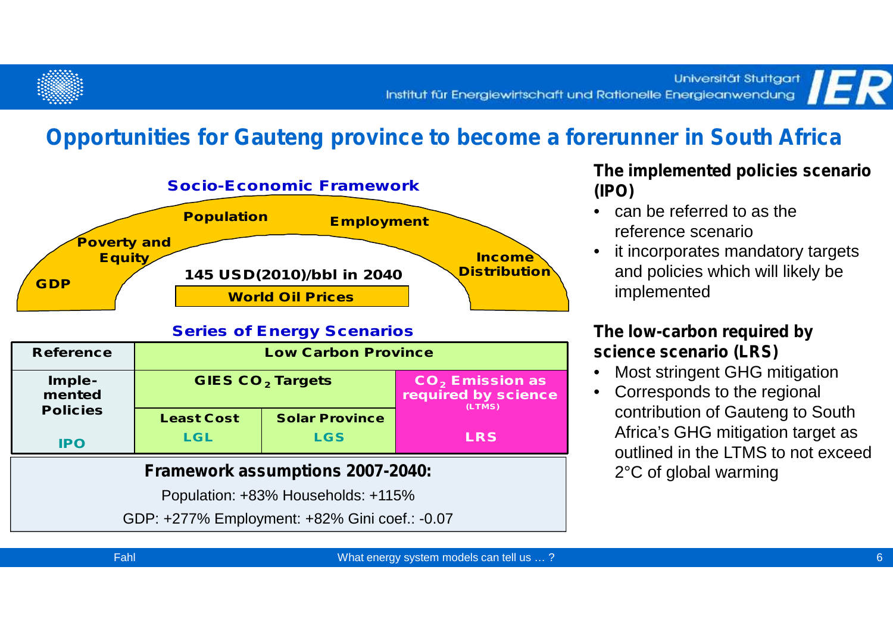# Opportunities for Gauteng province to become a forerunner in South Africa

**Socio-Economic Framework**

GDP · Poverty and Equity · Population · Employment · Income Distribution

145 USD(2010)/bbl in 2040

**World Oil Prices**

**Series of Energy Scenarios**

| Reference | Low Carbon Province | | |
|---|---|---|---|
| Imple-mented Policies | GIES $CO_2$ Targets | | $CO_2$ Emission as required by science (LTMS) |
| | Least Cost | Solar Province | |
| IPO | LGL | LGS | LRS |

**Framework assumptions 2007-2040:**

Population: +83% Households: +115%

GDP: +277% Employment: +82% Gini coef.: -0.07

**The implemented policies scenario (IPO)**

- can be referred to as the reference scenario
- it incorporates mandatory targets and policies which will likely be implemented

**The low-carbon required by science scenario (LRS)**

- Most stringent GHG mitigation
- Corresponds to the regional contribution of Gauteng to South Africa's GHG mitigation target as outlined in the LTMS to not exceed 2°C of global warming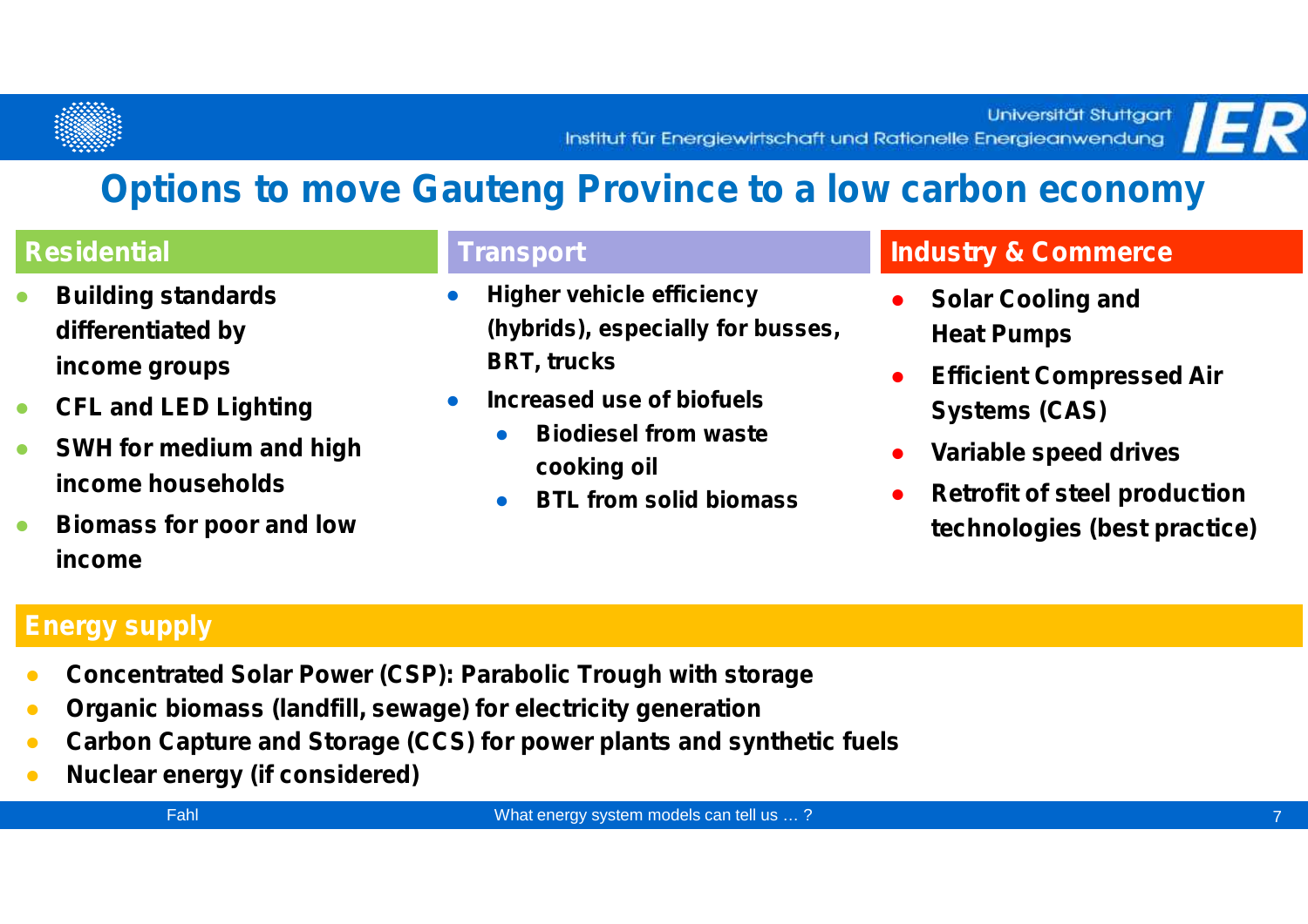# Options to move Gauteng Province to a low carbon economy

## Residential

- **Building standards differentiated by income groups**
- **CFL and LED Lighting**
- **SWH for medium and high income households**
- **Biomass for poor and low income**

## Transport

- **Higher vehicle efficiency (hybrids), especially for busses, BRT, trucks**
- **Increased use of biofuels**
  - **Biodiesel from waste cooking oil**
  - **BTL from solid biomass**

## Industry & Commerce

- **Solar Cooling and Heat Pumps**
- **Efficient Compressed Air Systems (CAS)**
- **Variable speed drives**
- **Retrofit of steel production technologies (best practice)**

## Energy supply

- **Concentrated Solar Power (CSP): Parabolic Trough with storage**
- **Organic biomass (landfill, sewage) for electricity generation**
- **Carbon Capture and Storage (CCS) for power plants and synthetic fuels**
- **Nuclear energy (if considered)**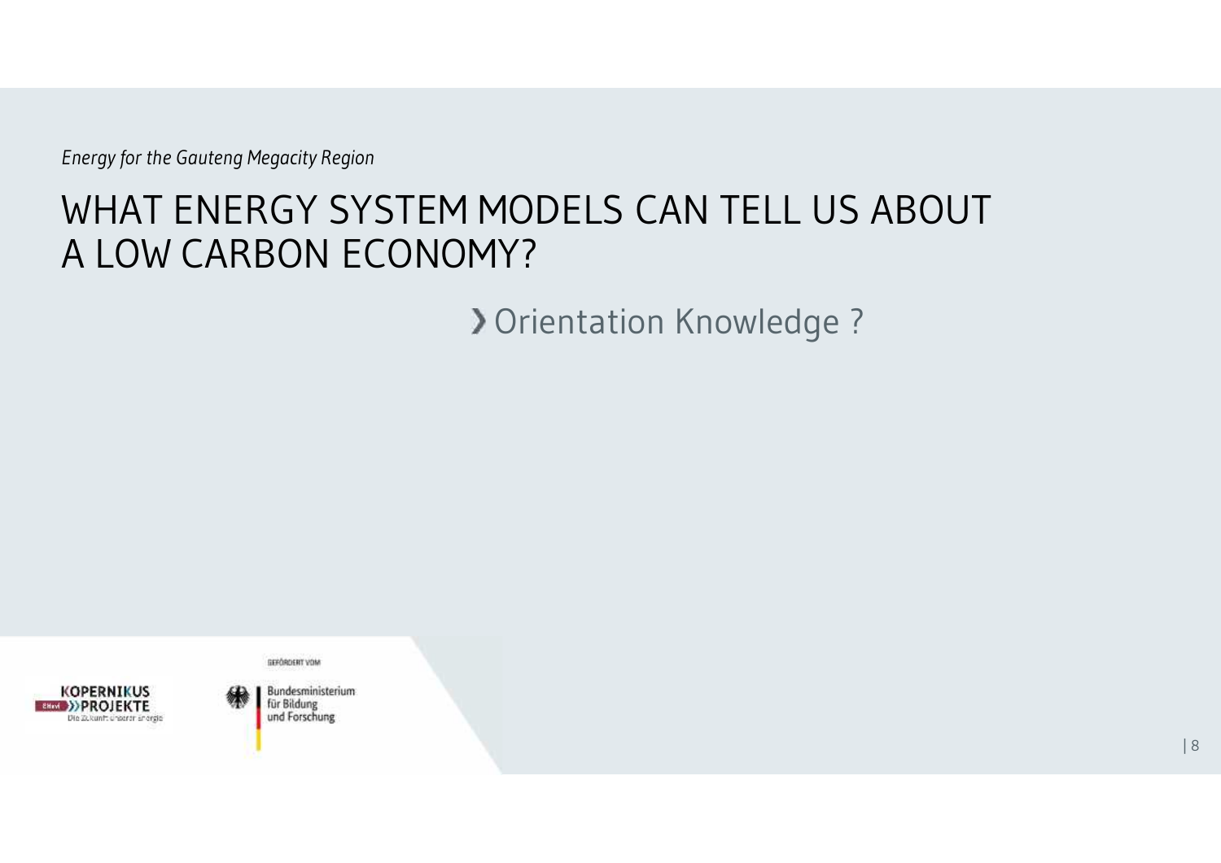*Energy for the Gauteng Megacity Region*

# WHAT ENERGY SYSTEM MODELS CAN TELL US ABOUT A LOW CARBON ECONOMY?

› Orientation Knowledge ?

GEFÖRDERT VOM

Bundesministerium für Bildung und Forschung

KOPERNIKUS PROJEKTE

Die Zukunft unserer Energie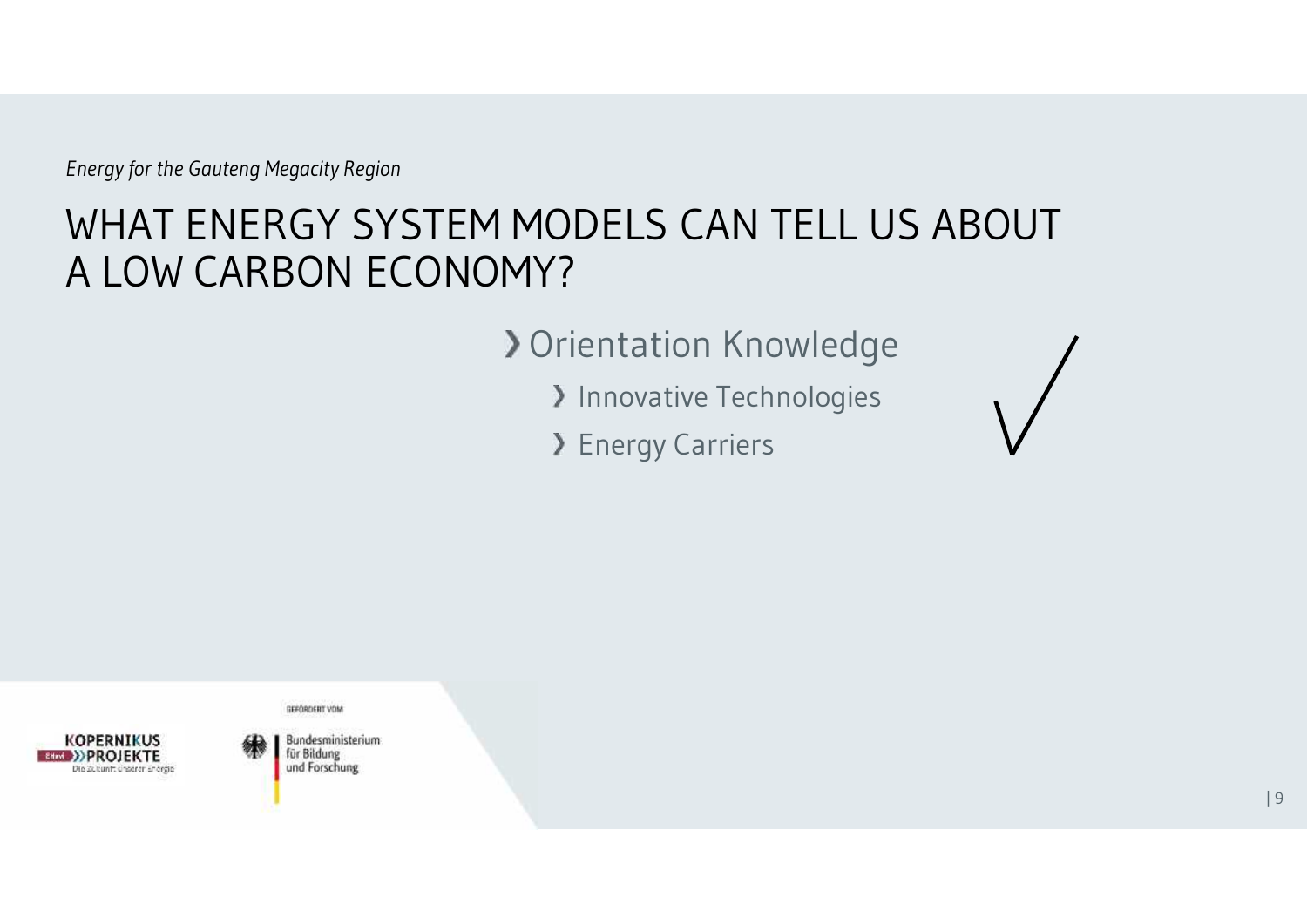*Energy for the Gauteng Megacity Region*

# WHAT ENERGY SYSTEM MODELS CAN TELL US ABOUT A LOW CARBON ECONOMY?

- Orientation Knowledge
  - Innovative Technologies
  - Energy Carriers

GEFÖRDERT VOM

Bundesministerium für Bildung und Forschung

KOPERNIKUS PROJEKTE

Die Zukunft unserer Energie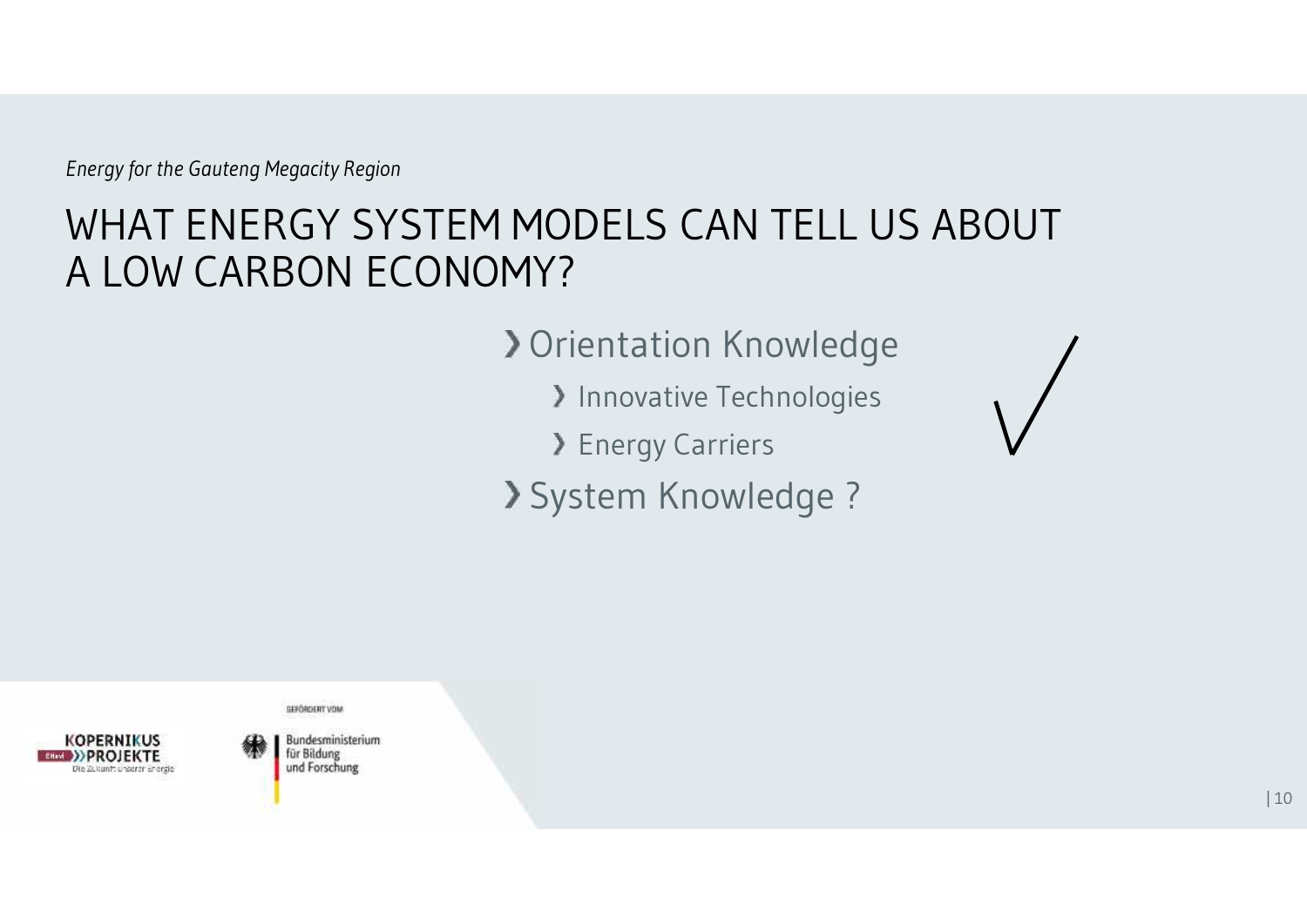*Energy for the Gauteng Megacity Region*

# WHAT ENERGY SYSTEM MODELS CAN TELL US ABOUT A LOW CARBON ECONOMY?

- Orientation Knowledge ✓
  - Innovative Technologies
  - Energy Carriers
- System Knowledge ?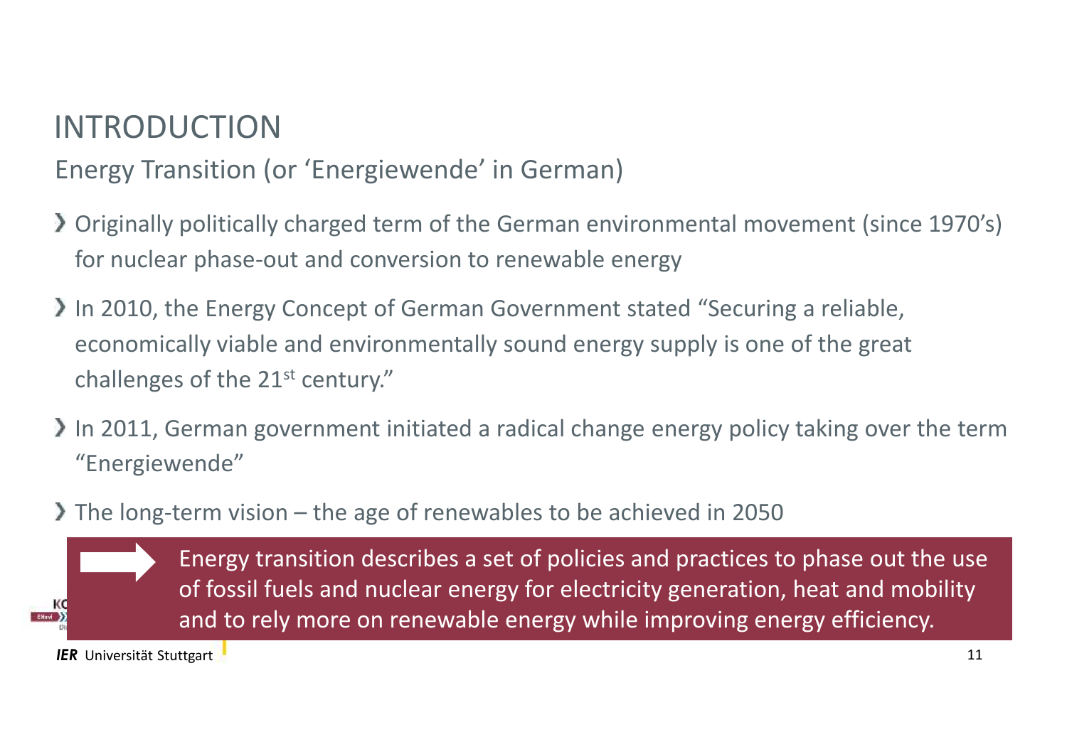# INTRODUCTION

## Energy Transition (or 'Energiewende' in German)

- Originally politically charged term of the German environmental movement (since 1970's) for nuclear phase-out and conversion to renewable energy
- In 2010, the Energy Concept of German Government stated "Securing a reliable, economically viable and environmentally sound energy supply is one of the great challenges of the 21st century."
- In 2011, German government initiated a radical change energy policy taking over the term "Energiewende"
- The long-term vision – the age of renewables to be achieved in 2050

Energy transition describes a set of policies and practices to phase out the use of fossil fuels and nuclear energy for electricity generation, heat and mobility and to rely more on renewable energy while improving energy efficiency.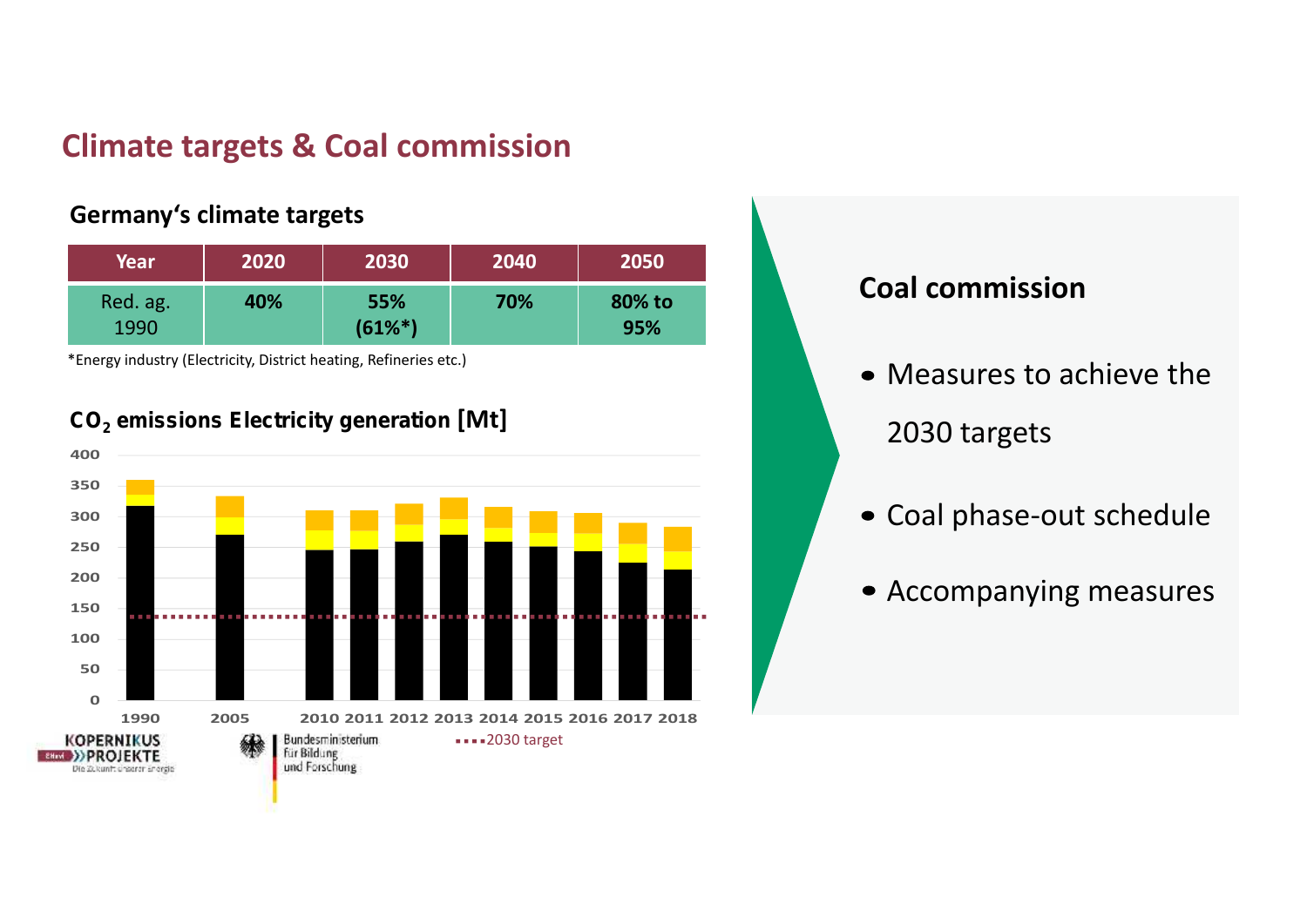# Climate targets & Coal commission

## Germany's climate targets

| Year | 2020 | 2030 | 2040 | 2050 |
|---|---|---|---|---|
| Red. ag. 1990 | 40% | 55% (61%*) | 70% | 80% to 95% |

*Energy industry (Electricity, District heating, Refineries etc.)

### $CO_2$ emissions Electricity generation [Mt]

400
350
300
250
200
150
100
50
0

1990 2005 2010 2011 2012 2013 2014 2015 2016 2017 2018

2030 target

## Coal commission

- Measures to achieve the 2030 targets
- Coal phase-out schedule
- Accompanying measures

KOPERNIKUS PROJEKTE Die Zukunft unserer Energie

Bundesministerium für Bildung und Forschung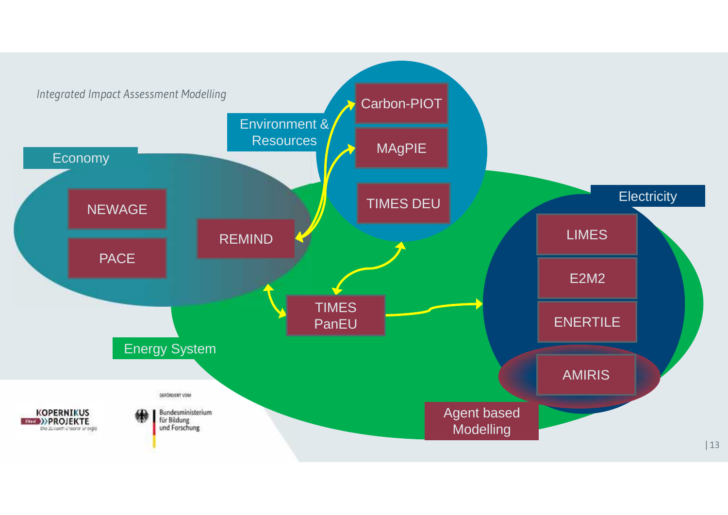*Integrated Impact Assessment Modelling*

**Economy**
- NEWAGE
- PACE
- REMIND

**Environment & Resources**
- Carbon-PIOT
- MAgPIE
- TIMES DEU

**Energy System**
- TIMES PanEU

**Electricity**
- LIMES
- E2M2
- ENERTILE
- AMIRIS

**Agent based Modelling**

KOPERNIKUS PROJEKTE – Die Zukunft unserer Energie

GEFÖRDERT VOM Bundesministerium für Bildung und Forschung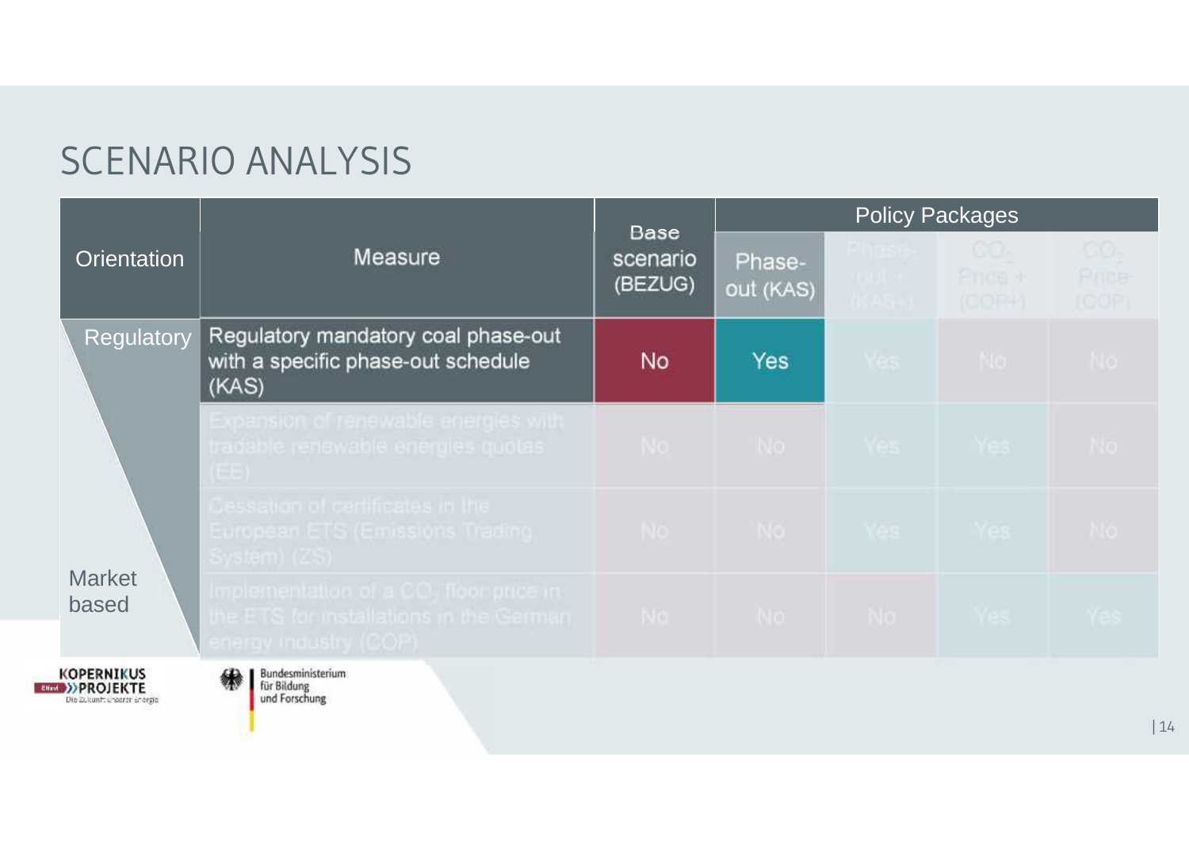# SCENARIO ANALYSIS

| Orientation | Measure | Base scenario (BEZUG) | Policy Packages | | | |
|---|---|---|---|---|---|---|
| | | | Phase-out (KAS) | Phase-out + (KAS+) | $CO_2$ Price + (COP+) | $CO_2$ Price (COP) |
| Regulatory | Regulatory mandatory coal phase-out with a specific phase-out schedule (KAS) | No | Yes | Yes | No | No |
| | Expansion of renewable energies with tradable renewable energies quotas (EE) | No | No | Yes | Yes | No |
| | Cessation of certificates in the European ETS (Emissions Trading System) (ZS) | No | No | Yes | Yes | No |
| Market based | Implementation of a $CO_2$ floor price in the ETS for installations in the German energy industry (COP) | No | No | No | Yes | Yes |

KOPERNIKUS PROJEKTE – Die Zukunft unserer Energie

Bundesministerium für Bildung und Forschung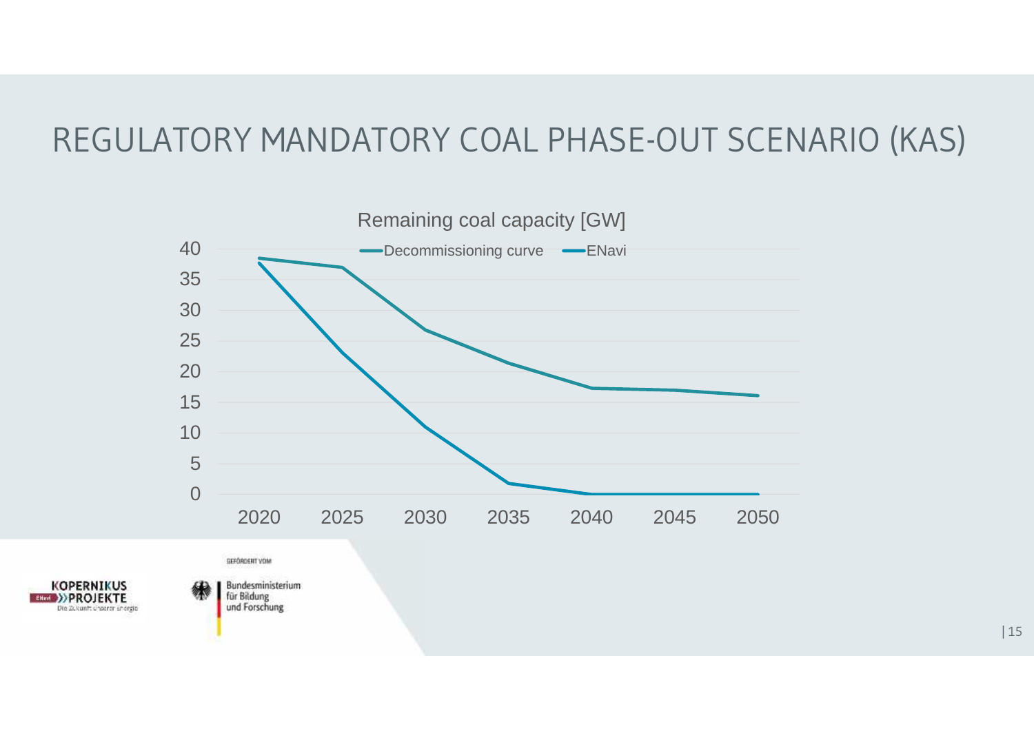# REGULATORY MANDATORY COAL PHASE-OUT SCENARIO (KAS)

Remaining coal capacity [GW]

Decommissioning curve — ENavi

| Year | Decommissioning curve | ENavi |
|---|---|---|
| 2020 | 38.5 | 37.7 |
| 2025 | 37 | 23 |
| 2030 | 26.8 | 11 |
| 2035 | 21.4 | 1.8 |
| 2040 | 17.3 | 0 |
| 2045 | 17 | 0 |
| 2050 | 16.1 | 0 |

KOPERNIKUS PROJEKTE – Die Zukunft unserer Energie

GEFÖRDERT VOM Bundesministerium für Bildung und Forschung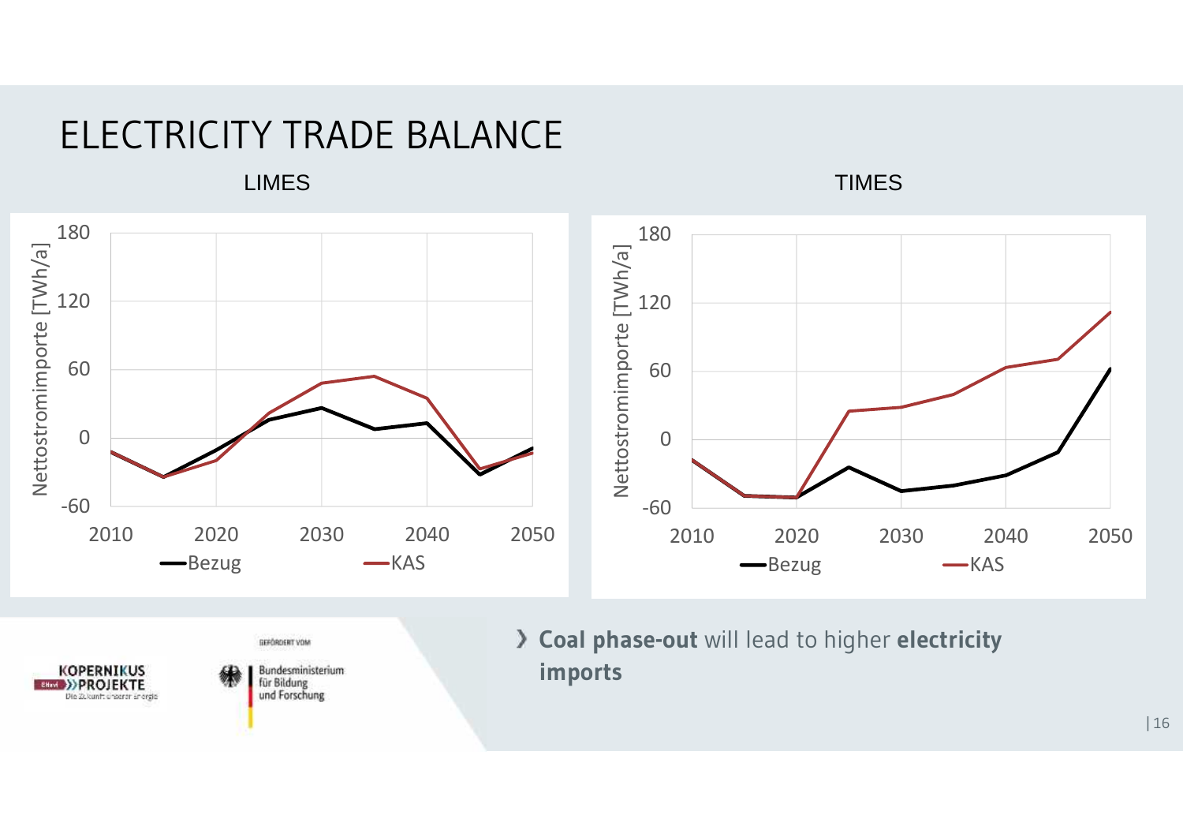# ELECTRICITY TRADE BALANCE

LIMES

Nettostromimporte [TWh/a]

180
120
60
0
-60

2010 2020 2030 2040 2050

Bezug KAS

TIMES

Nettostromimporte [TWh/a]

180
120
60
0
-60

2010 2020 2030 2040 2050

Bezug KAS

GEFÖRDERT VOM

KOPERNIKUS PROJEKTE Die Zukunft unserer Energie

Bundesministerium für Bildung und Forschung

- **Coal phase-out** will lead to higher **electricity imports**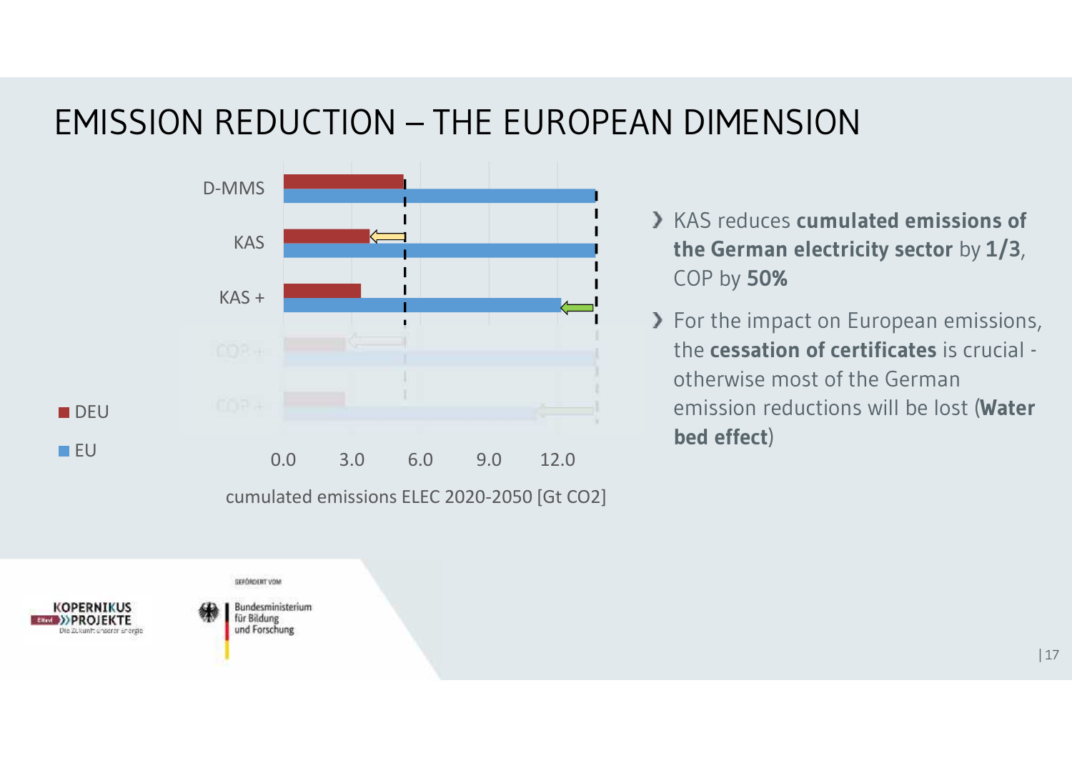# EMISSION REDUCTION – THE EUROPEAN DIMENSION

D-MMS

KAS

KAS +

COP +

COP +

■ DEU

■ EU

0.0 3.0 6.0 9.0 12.0

cumulated emissions ELEC 2020-2050 [Gt CO2]

- KAS reduces **cumulated emissions of the German electricity sector** by **1/3**, COP by **50%**
- For the impact on European emissions, the **cessation of certificates** is crucial - otherwise most of the German emission reductions will be lost (**Water bed effect**)

KOPERNIKUS PROJEKTE – Die Zukunft unserer Energie

GEFÖRDERT VOM Bundesministerium für Bildung und Forschung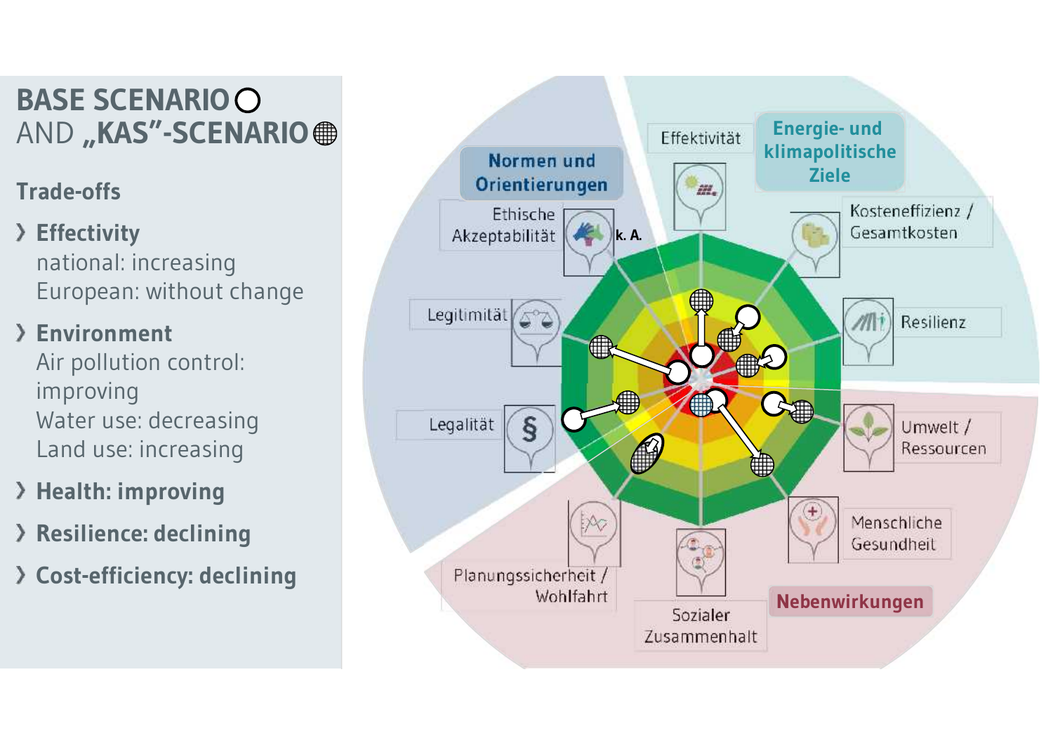# BASE SCENARIO ○ AND „KAS"-SCENARIO ◍

## Trade-offs

- **Effectivity**
  national: increasing
  European: without change
- **Environment**
  Air pollution control: improving
  Water use: decreasing
  Land use: increasing
- **Health: improving**
- **Resilience: declining**
- **Cost-efficiency: declining**

Normen und Orientierungen

Energie- und klimapolitische Ziele

Nebenwirkungen

Effektivität

Kosteneffizienz / Gesamtkosten

Resilienz

Umwelt / Ressourcen

Menschliche Gesundheit

Sozialer Zusammenhalt

Planungssicherheit / Wohlfahrt

Legalität

Legitimität

Ethische Akzeptabilität

k. A.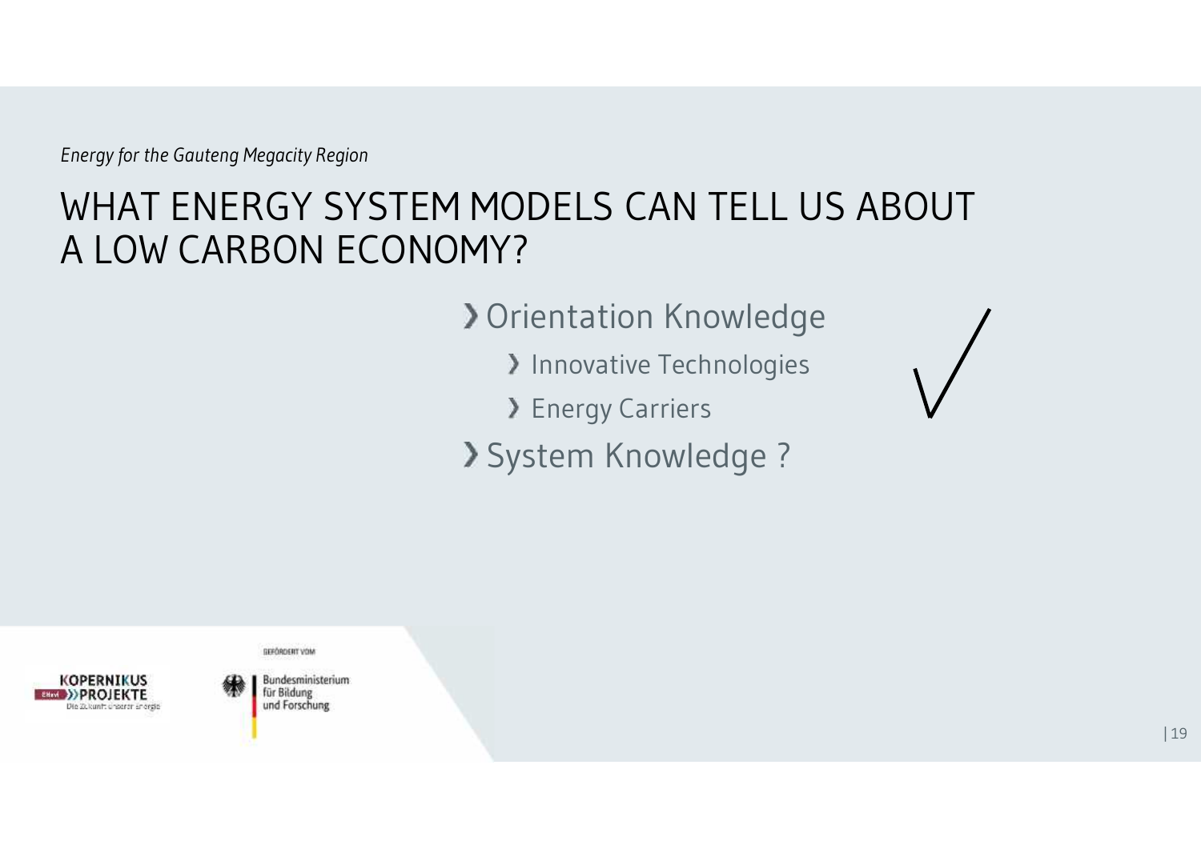*Energy for the Gauteng Megacity Region*

# WHAT ENERGY SYSTEM MODELS CAN TELL US ABOUT A LOW CARBON ECONOMY?

- Orientation Knowledge ✓
  - Innovative Technologies
  - Energy Carriers
- System Knowledge ?

KOPERNIKUS PROJEKTE
Die Zukunft unserer Energie

GEFÖRDERT VOM
Bundesministerium für Bildung und Forschung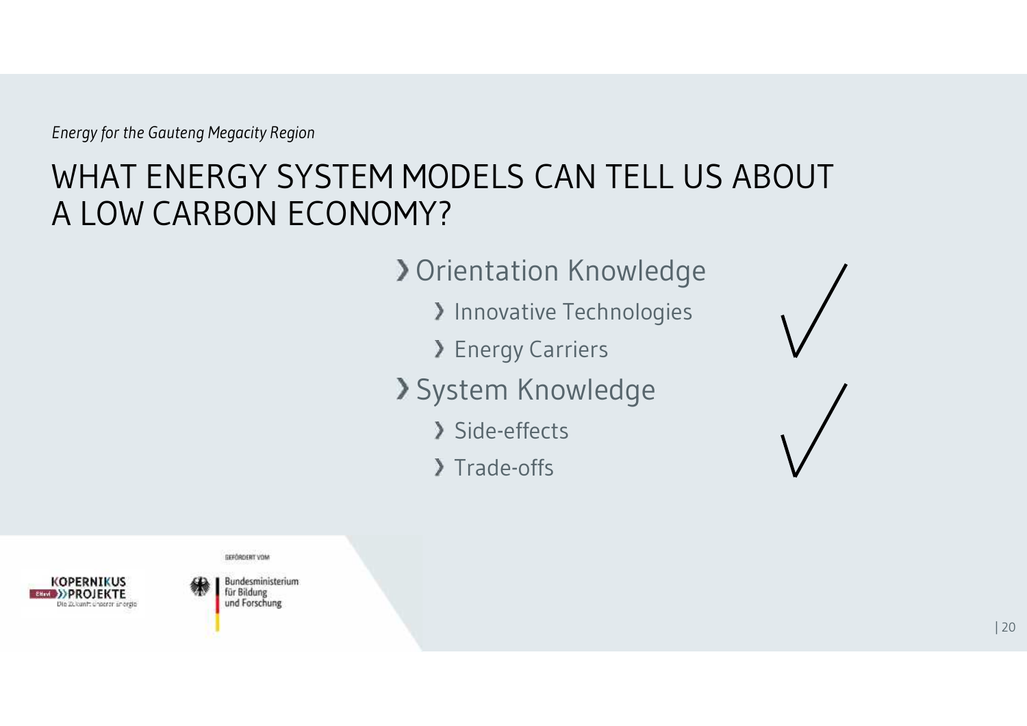*Energy for the Gauteng Megacity Region*

# WHAT ENERGY SYSTEM MODELS CAN TELL US ABOUT A LOW CARBON ECONOMY?

- Orientation Knowledge ✓
  - Innovative Technologies
  - Energy Carriers
- System Knowledge ✓
  - Side-effects
  - Trade-offs

KOPERNIKUS PROJEKTE – Die Zukunft unserer Energie

GEFÖRDERT VOM Bundesministerium für Bildung und Forschung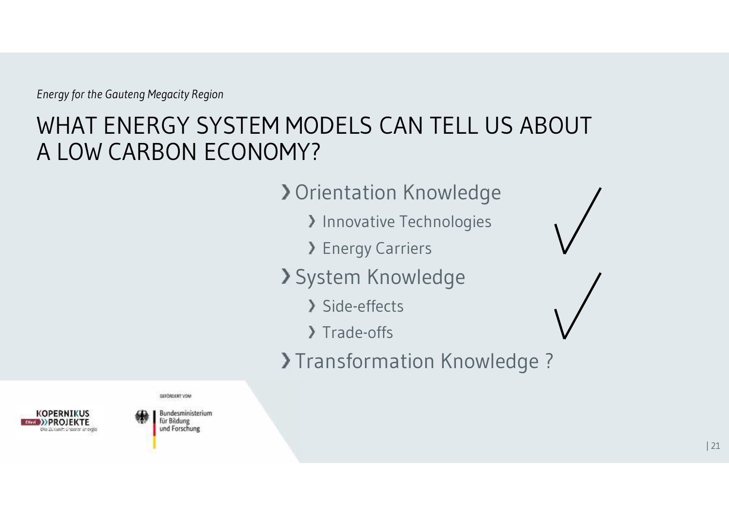*Energy for the Gauteng Megacity Region*

# WHAT ENERGY SYSTEM MODELS CAN TELL US ABOUT A LOW CARBON ECONOMY?

- Orientation Knowledge ✓
  - Innovative Technologies
  - Energy Carriers
- System Knowledge ✓
  - Side-effects
  - Trade-offs
- Transformation Knowledge ?

KOPERNIKUS PROJEKTE – Die Zukunft unserer Energie

GEFÖRDERT VOM Bundesministerium für Bildung und Forschung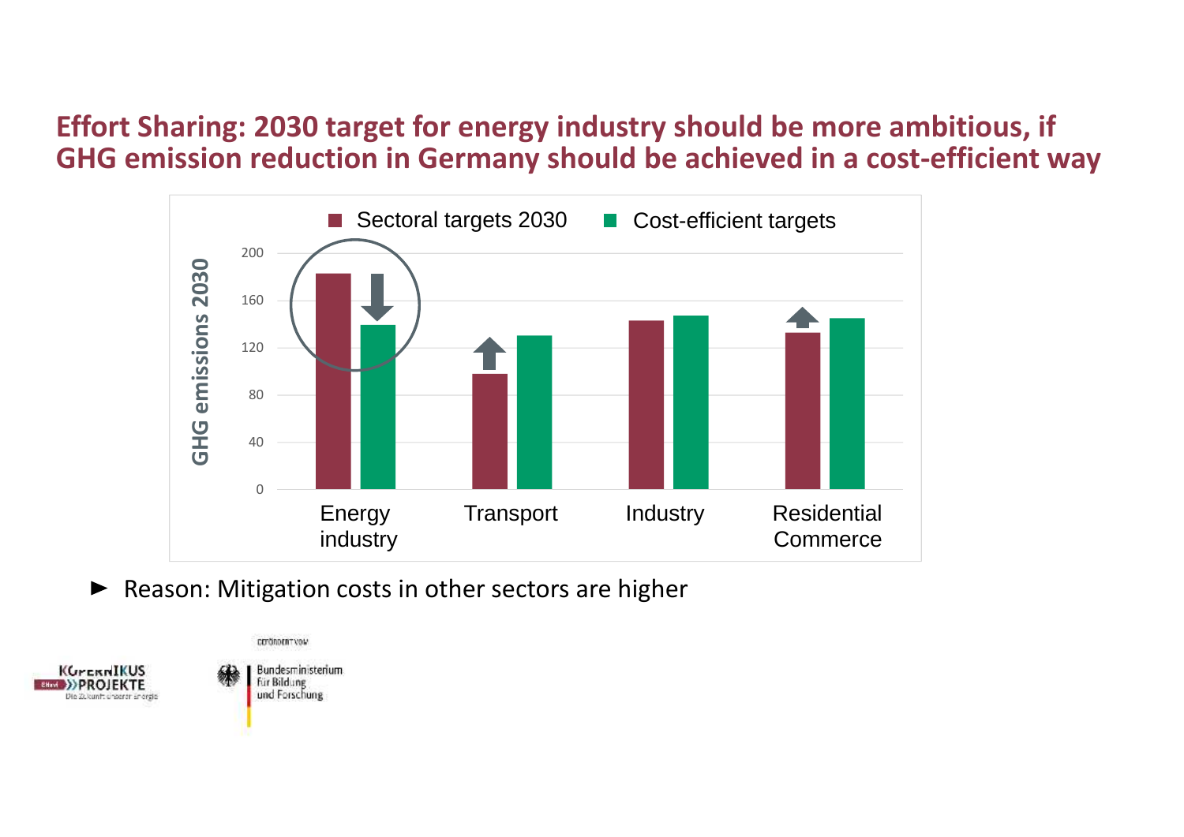# Effort Sharing: 2030 target for energy industry should be more ambitious, if GHG emission reduction in Germany should be achieved in a cost-efficient way

■ Sectoral targets 2030 ■ Cost-efficient targets

GHG emissions 2030

200
160
120
80
40
0

Energy industry | Transport | Industry | Residential Commerce

► Reason: Mitigation costs in other sectors are higher

GEFÖRDERT VOM

Bundesministerium für Bildung und Forschung

KOPERNIKUS PROJEKTE
Die Zukunft unserer Energie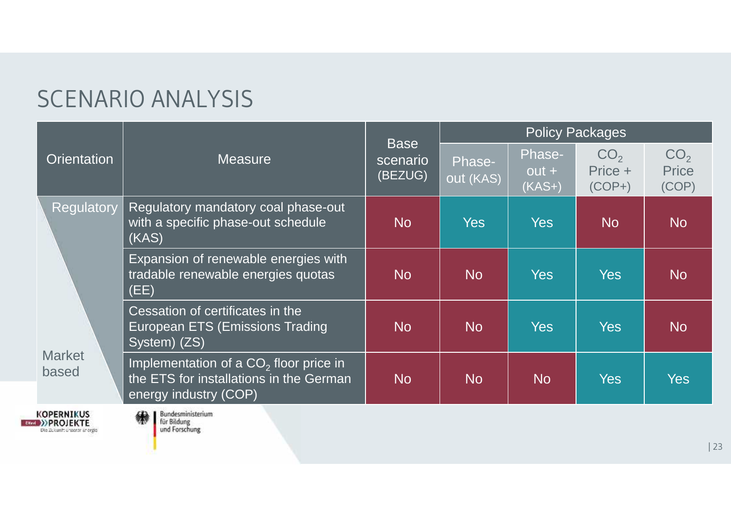# SCENARIO ANALYSIS

| Orientation | Measure | Base scenario (BEZUG) | Policy Packages | | | |
|---|---|---|---|---|---|---|
| | | | Phase-out (KAS) | Phase-out + (KAS+) | $CO_2$ Price + (COP+) | $CO_2$ Price (COP) |
| Regulatory | Regulatory mandatory coal phase-out with a specific phase-out schedule (KAS) | No | Yes | Yes | No | No |
| | Expansion of renewable energies with tradable renewable energies quotas (EE) | No | No | Yes | Yes | No |
| | Cessation of certificates in the European ETS (Emissions Trading System) (ZS) | No | No | Yes | Yes | No |
| Market based | Implementation of a $CO_2$ floor price in the ETS for installations in the German energy industry (COP) | No | No | No | Yes | Yes |

KOPERNIKUS PROJEKTE – Die Zukunft unserer Energie

Bundesministerium für Bildung und Forschung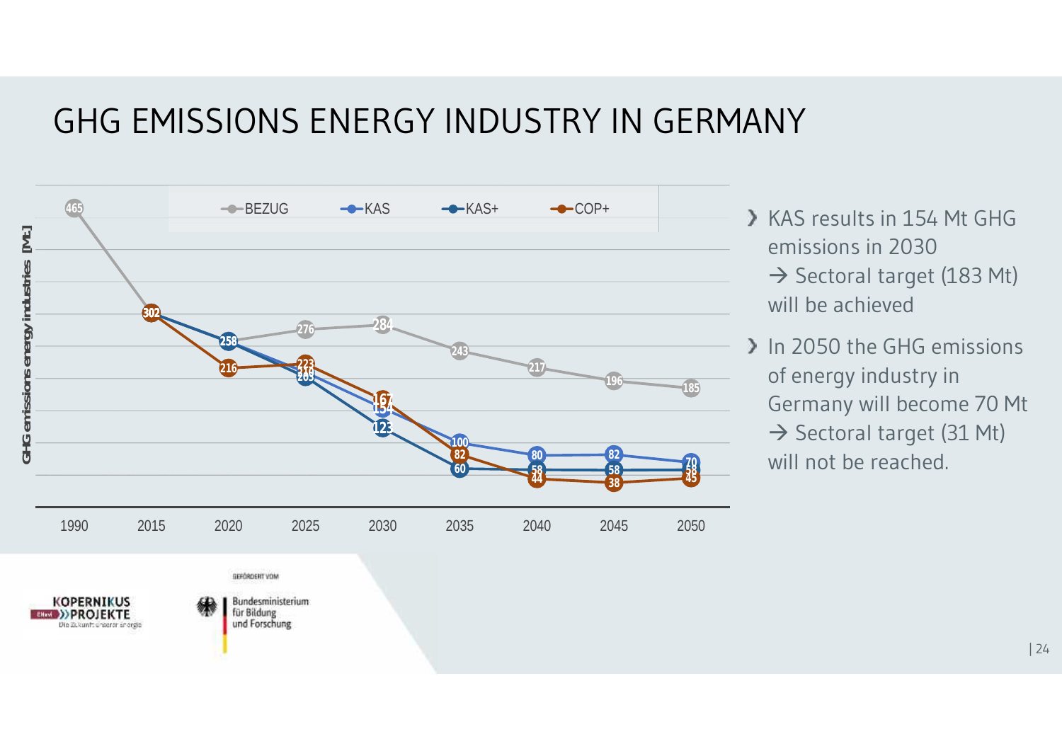# GHG EMISSIONS ENERGY INDUSTRY IN GERMANY

GHG emissions energy industries [Mt.]

| Year | BEZUG | KAS | KAS+ | COP+ |
|---|---|---|---|---|
| 1990 | 465 | | | |
| 2015 | 302 | 302 | 302 | 302 |
| 2020 | 258 | 258 | 258 | 216 |
| 2025 | 276 | 210 | 203 | 223 |
| 2030 | 284 | 154 | 123 | 167 |
| 2035 | 243 | 100 | 60 | 82 |
| 2040 | 217 | 80 | 58 | 44 |
| 2045 | 196 | 82 | 58 | 38 |
| 2050 | 185 | 70 | 58 | 45 |

- KAS results in 154 Mt GHG emissions in 2030 → Sectoral target (183 Mt) will be achieved
- In 2050 the GHG emissions of energy industry in Germany will become 70 Mt → Sectoral target (31 Mt) will not be reached.

KOPERNIKUS PROJEKTE – Die Zukunft unserer Energie

GEFÖRDERT VOM Bundesministerium für Bildung und Forschung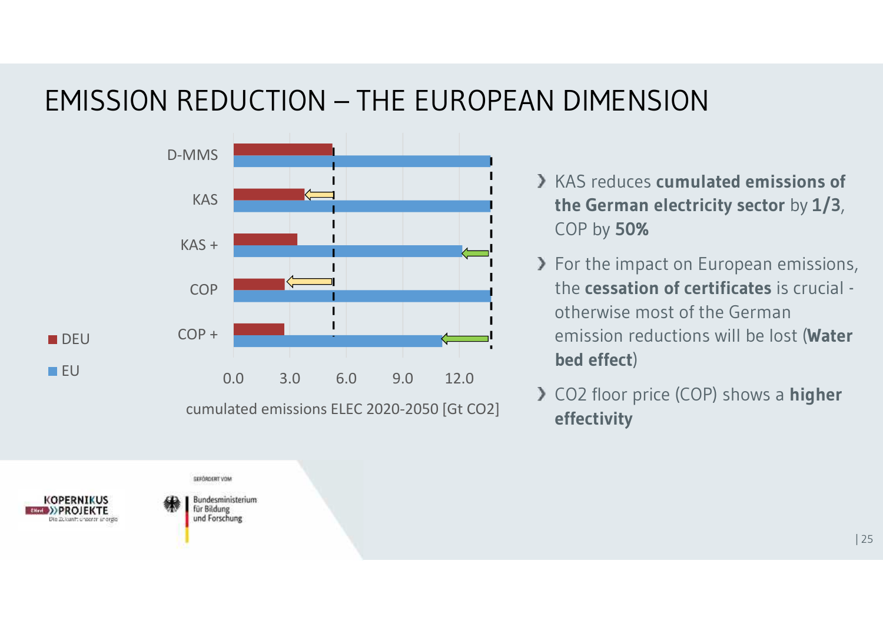# EMISSION REDUCTION – THE EUROPEAN DIMENSION

D-MMS

KAS

KAS +

COP

COP +

DEU

EU

0.0 3.0 6.0 9.0 12.0

cumulated emissions ELEC 2020-2050 [Gt CO2]

- KAS reduces **cumulated emissions of the German electricity sector** by **1/3**, COP by **50%**
- For the impact on European emissions, the **cessation of certificates** is crucial - otherwise most of the German emission reductions will be lost (**Water bed effect**)
- CO2 floor price (COP) shows a **higher effectivity**

KOPERNIKUS PROJEKTE – Die Zukunft unserer Energie

GEFÖRDERT VOM Bundesministerium für Bildung und Forschung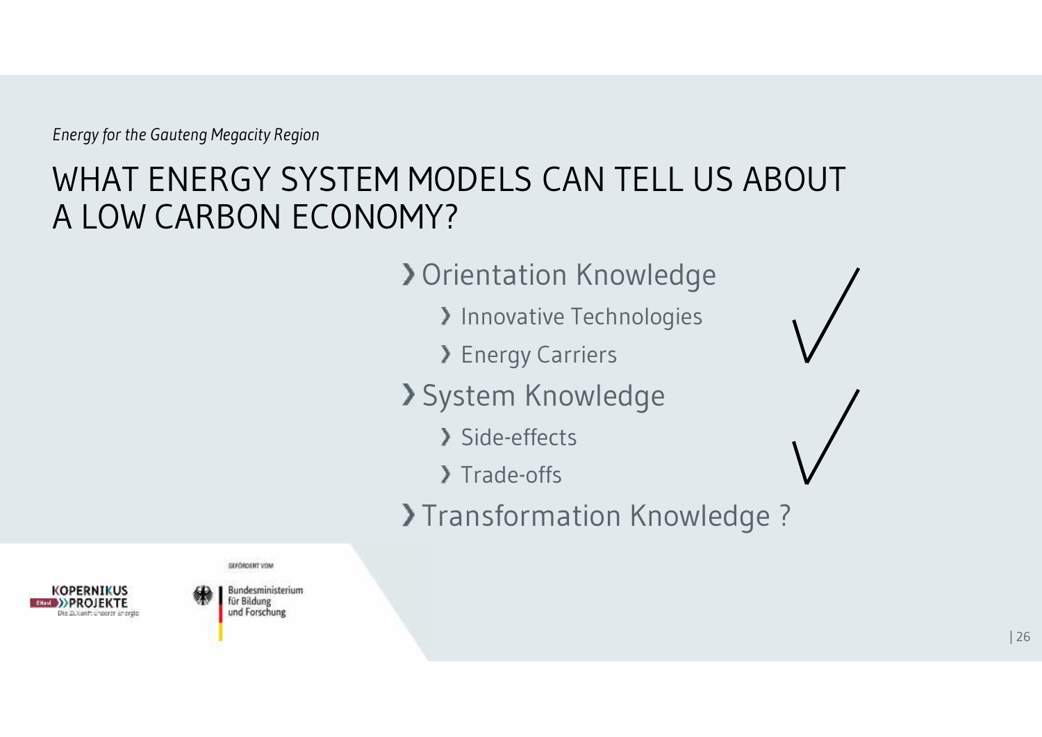*Energy for the Gauteng Megacity Region*

# WHAT ENERGY SYSTEM MODELS CAN TELL US ABOUT A LOW CARBON ECONOMY?

- Orientation Knowledge ✓
  - Innovative Technologies
  - Energy Carriers
- System Knowledge ✓
  - Side-effects
  - Trade-offs
- Transformation Knowledge ?

KOPERNIKUS PROJEKTE – Die Zukunft unserer Energie

GEFÖRDERT VOM Bundesministerium für Bildung und Forschung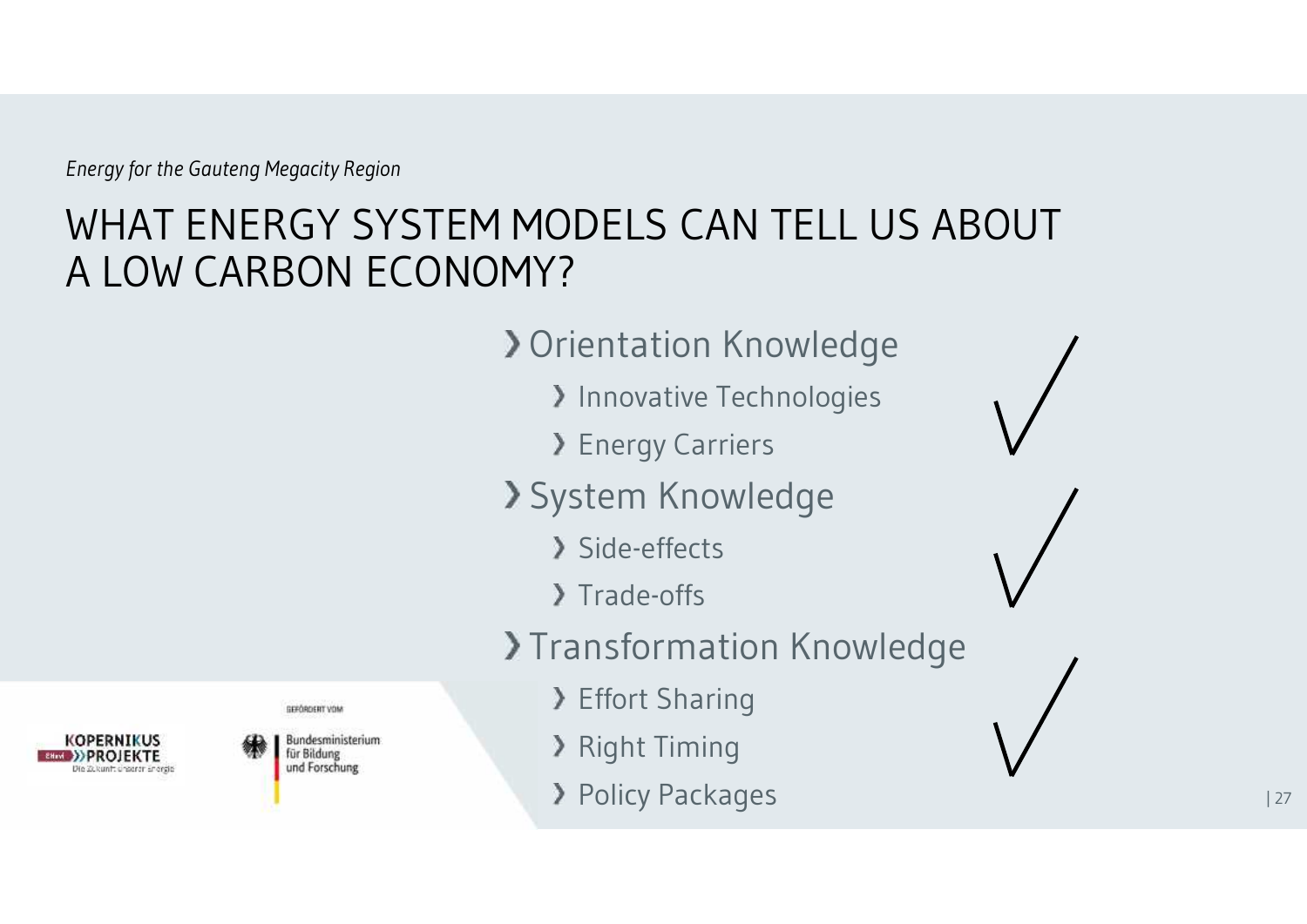*Energy for the Gauteng Megacity Region*

# WHAT ENERGY SYSTEM MODELS CAN TELL US ABOUT A LOW CARBON ECONOMY?

- Orientation Knowledge ✓
  - Innovative Technologies
  - Energy Carriers
- System Knowledge ✓
  - Side-effects
  - Trade-offs
- Transformation Knowledge ✓
  - Effort Sharing
  - Right Timing
  - Policy Packages

KOPERNIKUS PROJEKTE – Die Zukunft unserer Energie

GEFÖRDERT VOM Bundesministerium für Bildung und Forschung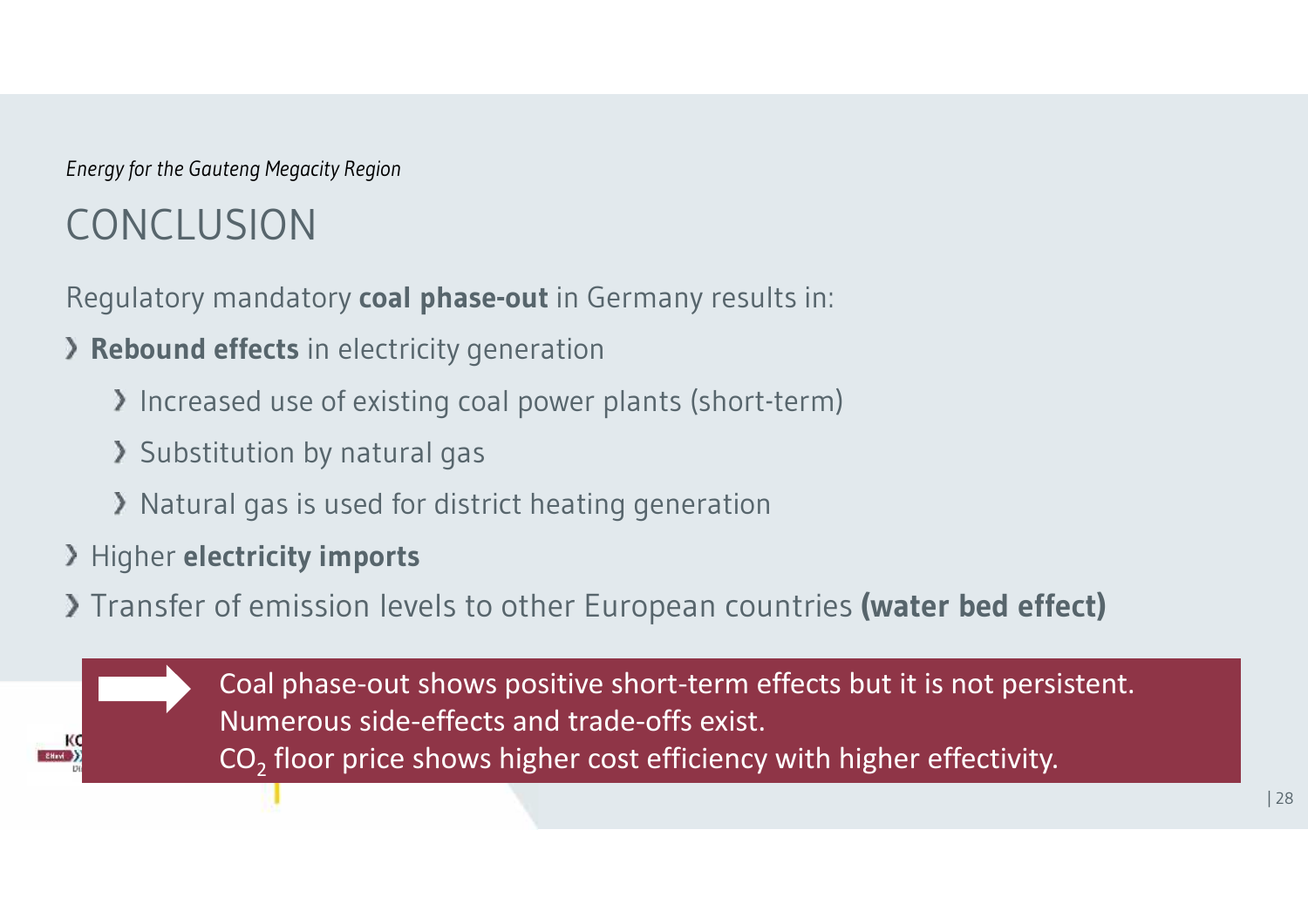*Energy for the Gauteng Megacity Region*

# CONCLUSION

Regulatory mandatory **coal phase-out** in Germany results in:

- **Rebound effects** in electricity generation
  - Increased use of existing coal power plants (short-term)
  - Substitution by natural gas
  - Natural gas is used for district heating generation
- Higher **electricity imports**
- Transfer of emission levels to other European countries **(water bed effect)**

> Coal phase-out shows positive short-term effects but it is not persistent.
> Numerous side-effects and trade-offs exist.
> $CO_2$ floor price shows higher cost efficiency with higher effectivity.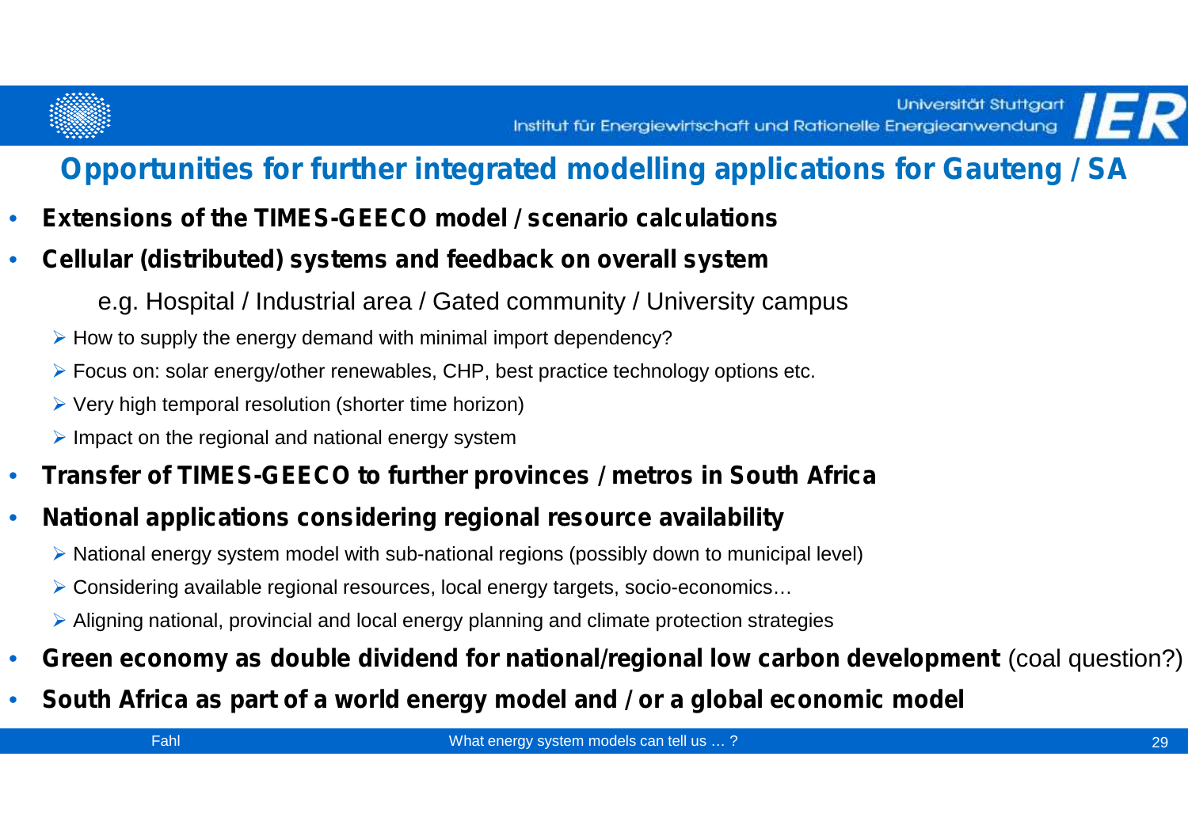# Opportunities for further integrated modelling applications for Gauteng / SA

- **Extensions of the TIMES-GEECO model / scenario calculations**
- **Cellular (distributed) systems and feedback on overall system**

  e.g. Hospital / Industrial area / Gated community / University campus

  - How to supply the energy demand with minimal import dependency?
  - Focus on: solar energy/other renewables, CHP, best practice technology options etc.
  - Very high temporal resolution (shorter time horizon)
  - Impact on the regional and national energy system
- **Transfer of TIMES-GEECO to further provinces / metros in South Africa**
- **National applications considering regional resource availability**
  - National energy system model with sub-national regions (possibly down to municipal level)
  - Considering available regional resources, local energy targets, socio-economics…
  - Aligning national, provincial and local energy planning and climate protection strategies
- **Green economy as double dividend for national/regional low carbon development** (coal question?)
- **South Africa as part of a world energy model and / or a global economic model**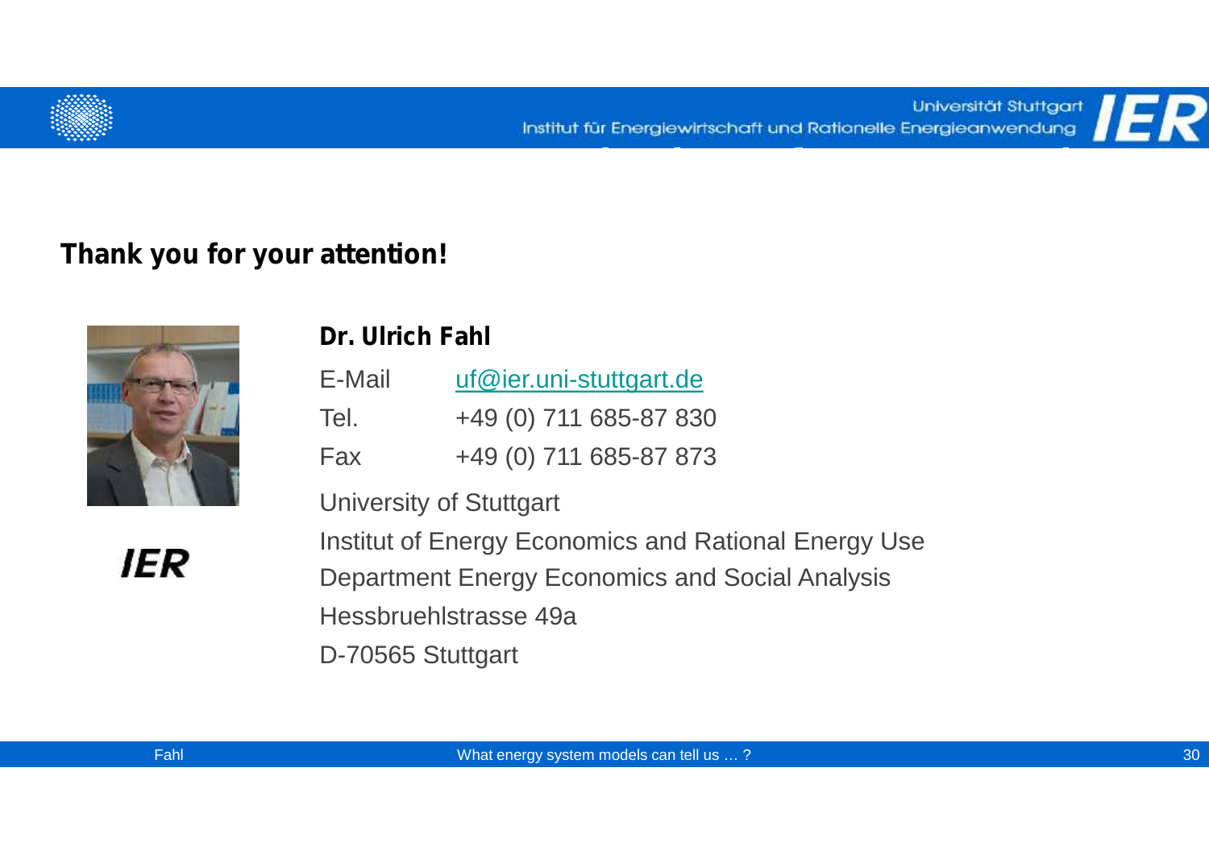**Thank you for your attention!**

**Dr. Ulrich Fahl**

E-Mail uf@ier.uni-stuttgart.de

Tel. +49 (0) 711 685-87 830

Fax +49 (0) 711 685-87 873

University of Stuttgart

Institut of Energy Economics and Rational Energy Use

Department Energy Economics and Social Analysis

Hessbruehlstrasse 49a

D-70565 Stuttgart